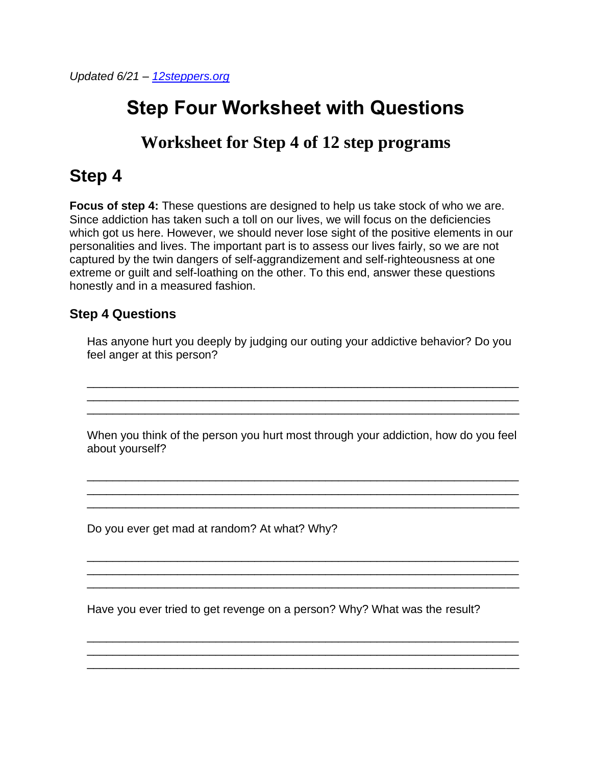*Updated 6/21 – [12steppers.org](12steppers.org)*

# Step Four Worksheet with Questions

## Worksheet for Step 4 of 12 step programs

# Step 4

**Focus of step 4:** These questions are designed to help us take stock of who we are. Since addiction has taken such a toll on our lives, we will focus on the deficiencies which got us here. However, we should never lose sight of the positive elements in our personalities and lives. The important part is to assess our lives fairly, so we are not captured by the twin dangers of self-aggrandizement and self-righteousness at one extreme or guilt and self-loathing on the other. To this end, answer these questions honestly and in a measured fashion.

### Step 4 Questions

Has anyone hurt you deeply by judging our outing your addictive behavior? Do you feel anger at this person?

_______________________________________________________________________
_______________________________________________________________________
_______________________________________________________________________

When you think of the person you hurt most through your addiction, how do you feel about yourself?

_______________________________________________________________________
_______________________________________________________________________
_______________________________________________________________________

Do you ever get mad at random? At what? Why?

_______________________________________________________________________
_______________________________________________________________________
_______________________________________________________________________

Have you ever tried to get revenge on a person? Why? What was the result?

_______________________________________________________________________
_______________________________________________________________________
_______________________________________________________________________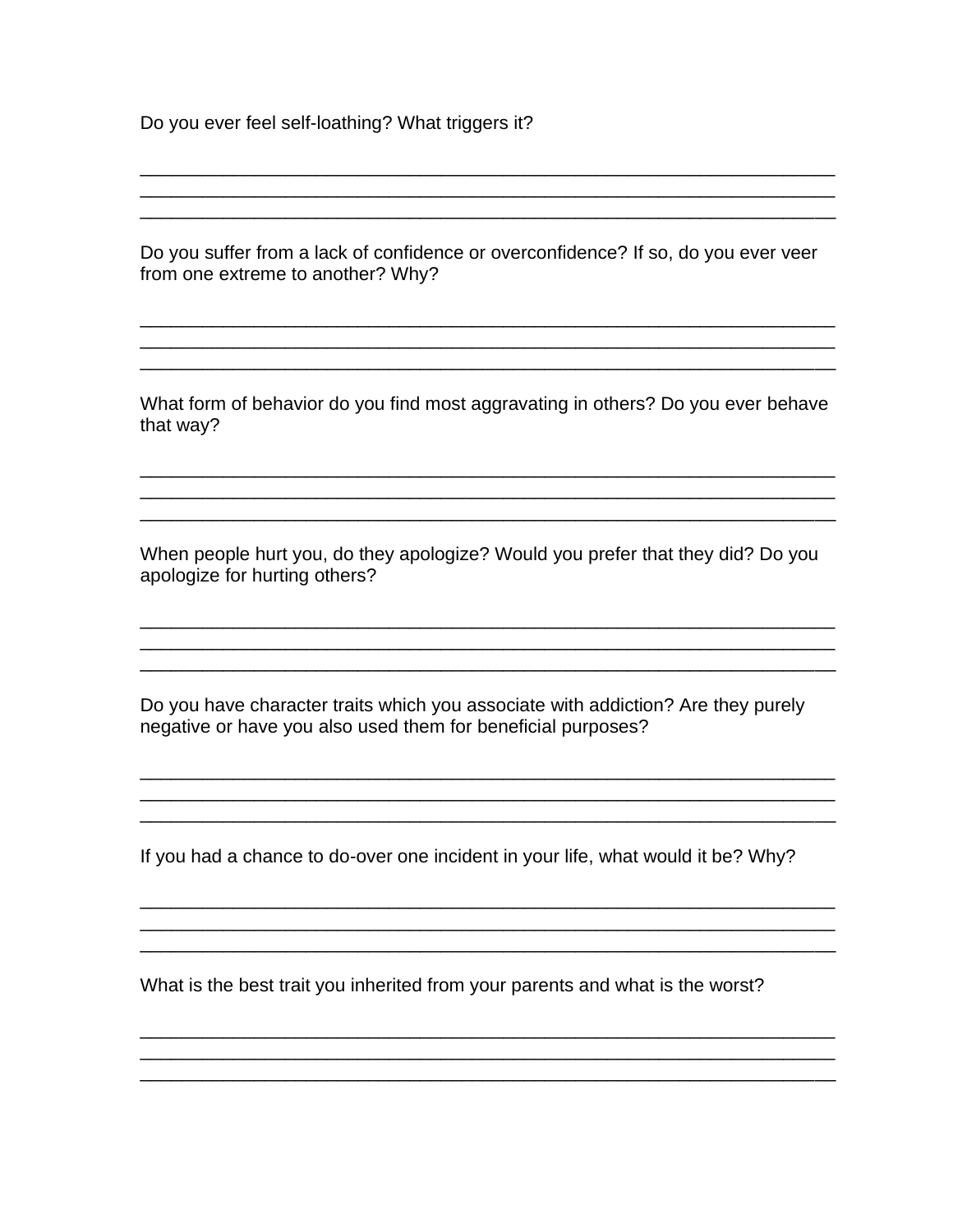Do you ever feel self-loathing? What triggers it?

_____________________________________________________________________
_____________________________________________________________________
_____________________________________________________________________

Do you suffer from a lack of confidence or overconfidence? If so, do you ever veer from one extreme to another? Why?

_____________________________________________________________________
_____________________________________________________________________
_____________________________________________________________________

What form of behavior do you find most aggravating in others? Do you ever behave that way?

_____________________________________________________________________
_____________________________________________________________________
_____________________________________________________________________

When people hurt you, do they apologize? Would you prefer that they did? Do you apologize for hurting others?

_____________________________________________________________________
_____________________________________________________________________
_____________________________________________________________________

Do you have character traits which you associate with addiction? Are they purely negative or have you also used them for beneficial purposes?

_____________________________________________________________________
_____________________________________________________________________
_____________________________________________________________________

If you had a chance to do-over one incident in your life, what would it be? Why?

_____________________________________________________________________
_____________________________________________________________________
_____________________________________________________________________

What is the best trait you inherited from your parents and what is the worst?

_____________________________________________________________________
_____________________________________________________________________
_____________________________________________________________________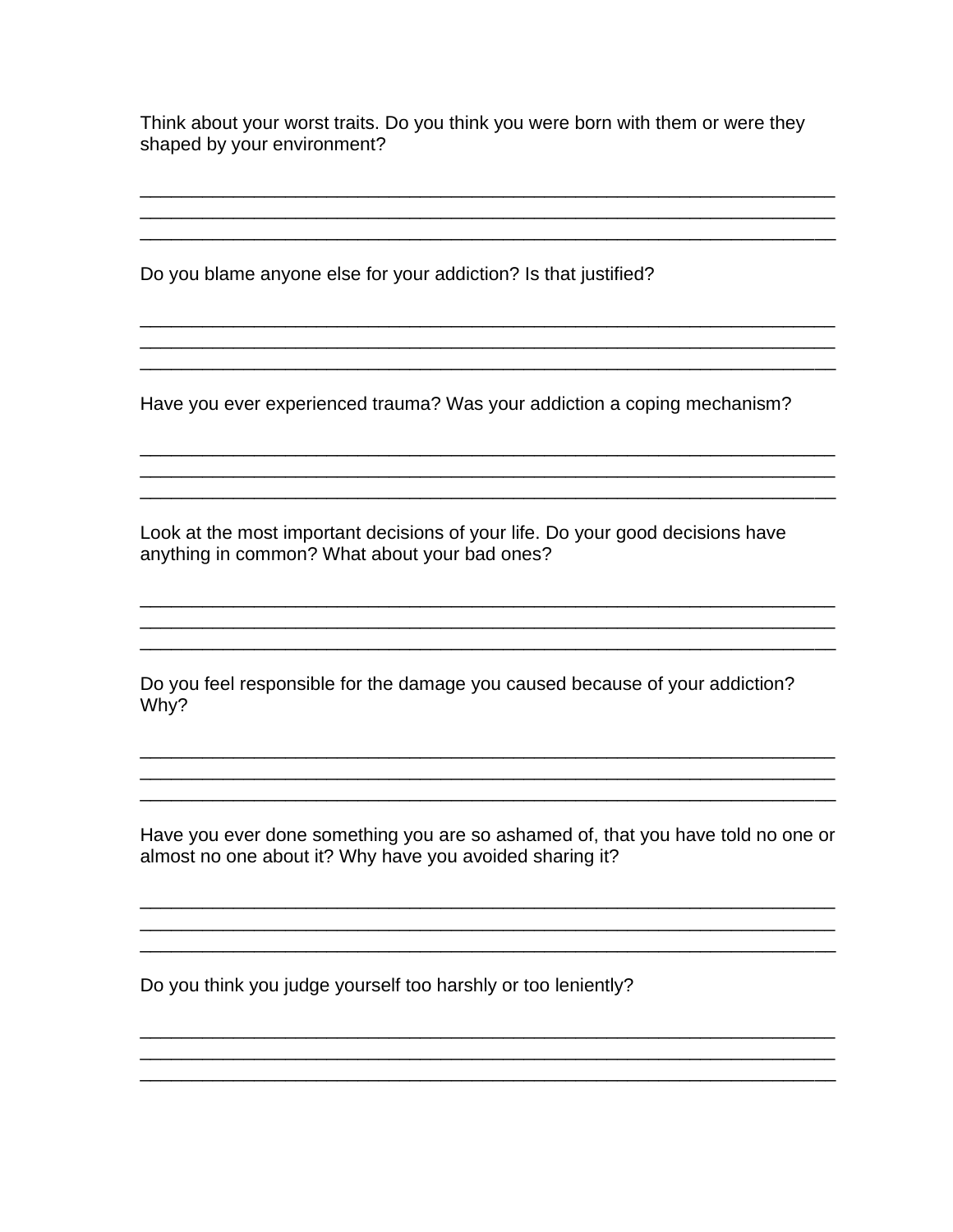Think about your worst traits. Do you think you were born with them or were they shaped by your environment?

_____________________________________________________________________
_____________________________________________________________________
_____________________________________________________________________

Do you blame anyone else for your addiction? Is that justified?

_____________________________________________________________________
_____________________________________________________________________
_____________________________________________________________________

Have you ever experienced trauma? Was your addiction a coping mechanism?

_____________________________________________________________________
_____________________________________________________________________
_____________________________________________________________________

Look at the most important decisions of your life. Do your good decisions have anything in common? What about your bad ones?

_____________________________________________________________________
_____________________________________________________________________
_____________________________________________________________________

Do you feel responsible for the damage you caused because of your addiction? Why?

_____________________________________________________________________
_____________________________________________________________________
_____________________________________________________________________

Have you ever done something you are so ashamed of, that you have told no one or almost no one about it? Why have you avoided sharing it?

_____________________________________________________________________
_____________________________________________________________________
_____________________________________________________________________

Do you think you judge yourself too harshly or too leniently?

_____________________________________________________________________
_____________________________________________________________________
_____________________________________________________________________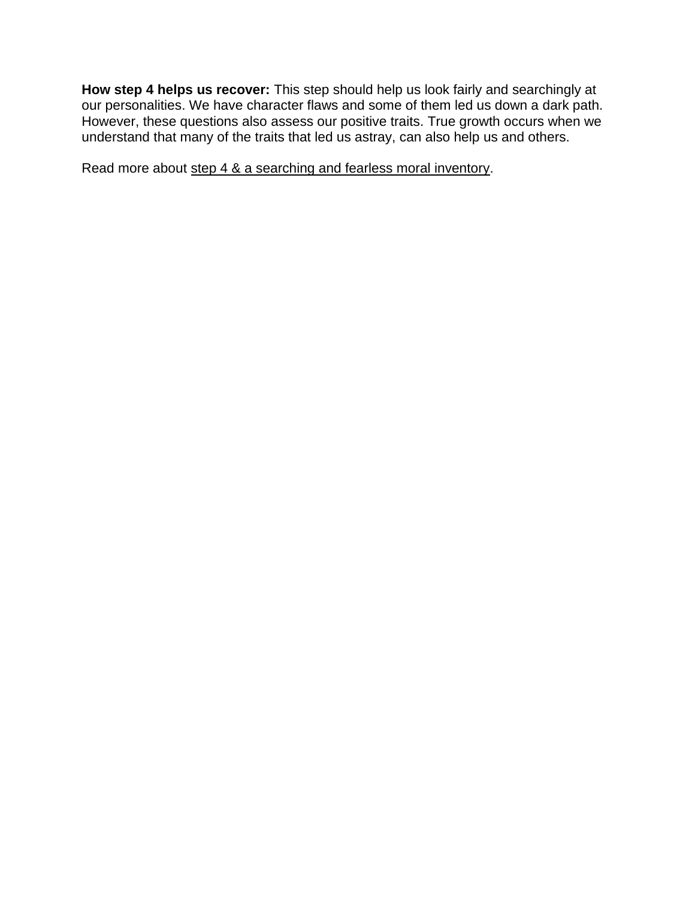**How step 4 helps us recover:** This step should help us look fairly and searchingly at our personalities. We have character flaws and some of them led us down a dark path. However, these questions also assess our positive traits. True growth occurs when we understand that many of the traits that led us astray, can also help us and others.

Read more about step 4 & a searching and fearless moral inventory.